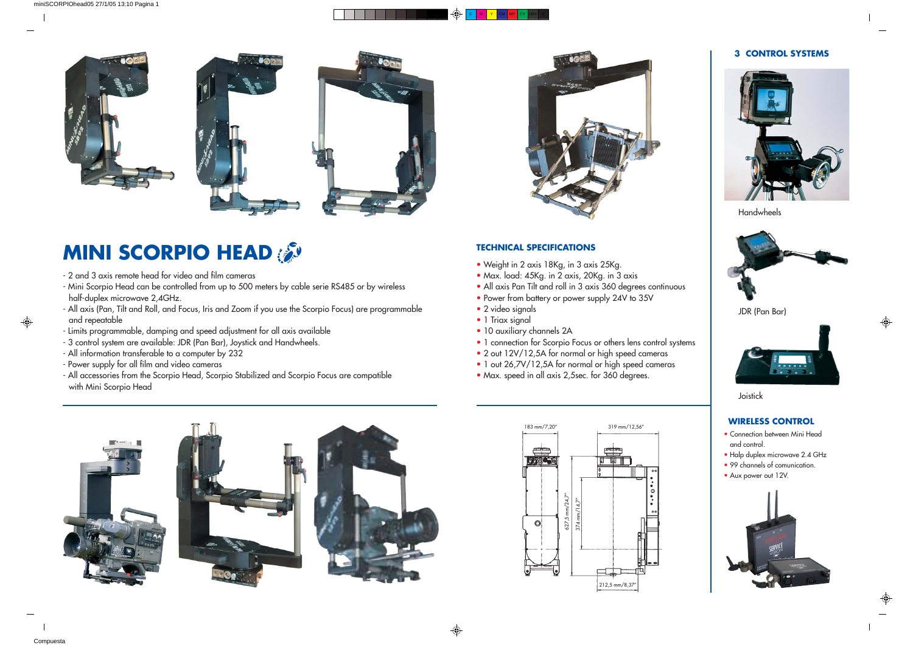# MINI SCORPIO HEAD

- 2 and 3 axis remote head for video and film cameras
- Mini Scorpio Head can be controlled from up to 500 meters by cable serie RS485 or by wireless half-duplex microwave 2,4GHz.
- All axis (Pan, Tilt and Roll, and Focus, Iris and Zoom if you use the Scorpio Focus) are programmable and repeatable
- Limits programmable, damping and speed adjustment for all axis available
- 3 control system are available: JDR (Pan Bar), Joystick and Handwheels.
- All information transferable to a computer by 232
- Power supply for all film and video cameras
- All accessories from the Scorpio Head, Scorpio Stabilized and Scorpio Focus are compatible with Mini Scorpio Head

## TECHNICAL SPECIFICATIONS

- Weight in 2 axis 18Kg, in 3 axis 25Kg.
- Max. load: 45Kg. in 2 axis, 20Kg. in 3 axis
- All axis Pan Tilt and roll in 3 axis 360 degrees continuous
- Power from battery or power supply 24V to 35V
- 2 video signals
- 1 Triax signal
- 10 auxiliary channels 2A
- 1 connection for Scorpio Focus or others lens control systems
- 2 out 12V/12,5A for normal or high speed cameras
- 1 out 26,7V/12,5A for normal or high speed cameras
- Max. speed in all axis 2,5sec. for 360 degrees.

183 mm/7,20"

319 mm/12,56"

627,5 mm/24,7"

374 mm/14,7"

212,5 mm/8,37"

## 3 CONTROL SYSTEMS

Handwheels

JDR (Pan Bar)

Joistick

## WIRELESS CONTROL

- Connection between Mini Head and control.
- Halp duplex microwave 2.4 GHz
- 99 channels of comunication.
- Aux power out 12V.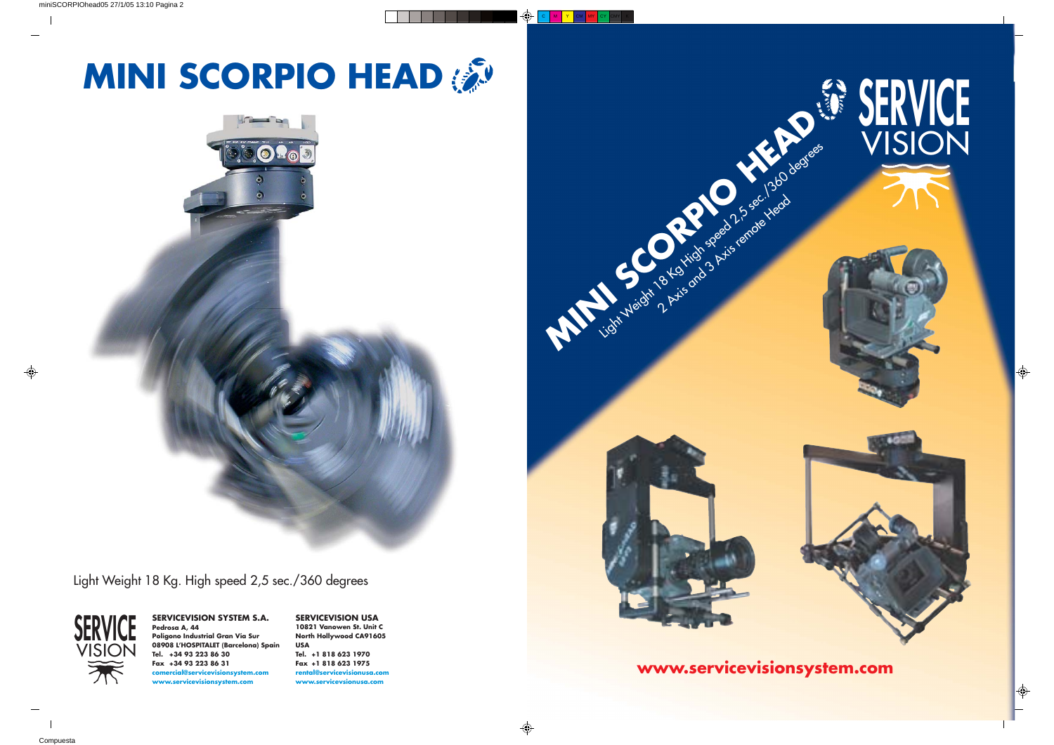# MINI SCORPIO HEAD

Light Weight 18 Kg. High speed 2,5 sec./360 degrees

**SERVICEVISION SYSTEM S.A.**
**Pedrosa A, 44**
**Poligono Industrial Gran Via Sur**
**08908 L'HOSPITALET (Barcelona) Spain**
**Tel. +34 93 223 86 30**
**Fax +34 93 223 86 31**
**comercial@servicevisionsystem.com**
**www.servicevisionsystem.com**

**SERVICEVISION USA**
**10821 Vanowen St. Unit C**
**North Hollywood CA91605**
**USA**
**Tel. +1 818 623 1970**
**Fax +1 818 623 1975**
**rental@servicevisionusa.com**
**www.servicevsionusa.com**

SERVICE VISION

# MINI SCORPIO HEAD

Light Weight 18 Kg High speed 2,5 sec./360 degrees
2 Axis and 3 Axis remote Head

**www.servicevisionsystem.com**